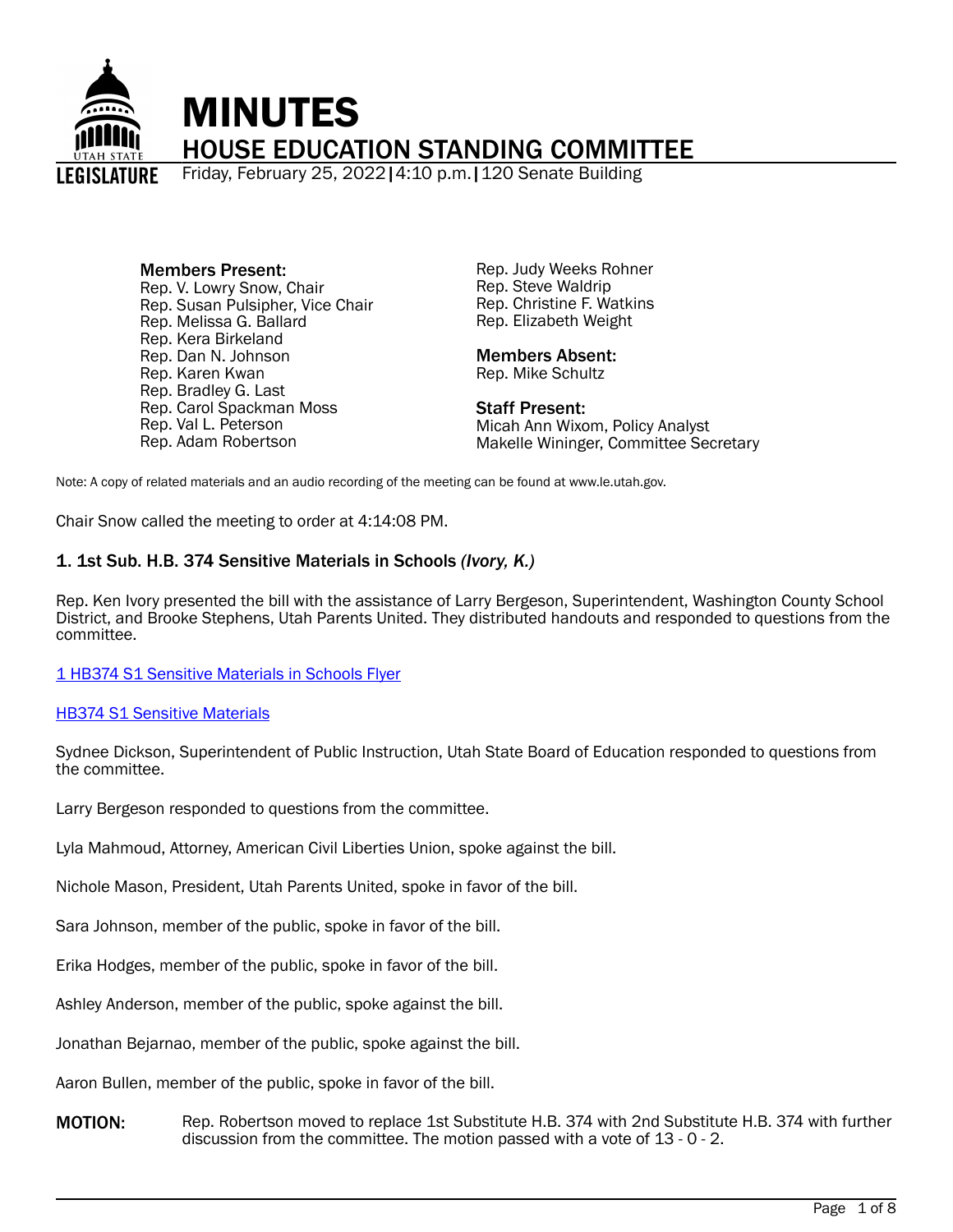# MINUTES

## HOUSE EDUCATION STANDING COMMITTEE

Friday, February 25, 2022 | 4:10 p.m. | 120 Senate Building

**Members Present:**
Rep. V. Lowry Snow, Chair
Rep. Susan Pulsipher, Vice Chair
Rep. Melissa G. Ballard
Rep. Kera Birkeland
Rep. Dan N. Johnson
Rep. Karen Kwan
Rep. Bradley G. Last
Rep. Carol Spackman Moss
Rep. Val L. Peterson
Rep. Adam Robertson
Rep. Judy Weeks Rohner
Rep. Steve Waldrip
Rep. Christine F. Watkins
Rep. Elizabeth Weight

**Members Absent:**
Rep. Mike Schultz

**Staff Present:**
Micah Ann Wixom, Policy Analyst
Makelle Wininger, Committee Secretary

Note: A copy of related materials and an audio recording of the meeting can be found at www.le.utah.gov.

Chair Snow called the meeting to order at 4:14:08 PM.

### 1. 1st Sub. H.B. 374 Sensitive Materials in Schools *(Ivory, K.)*

Rep. Ken Ivory presented the bill with the assistance of Larry Bergeson, Superintendent, Washington County School District, and Brooke Stephens, Utah Parents United. They distributed handouts and responded to questions from the committee.

1 HB374 S1 Sensitive Materials in Schools Flyer

HB374 S1 Sensitive Materials

Sydnee Dickson, Superintendent of Public Instruction, Utah State Board of Education responded to questions from the committee.

Larry Bergeson responded to questions from the committee.

Lyla Mahmoud, Attorney, American Civil Liberties Union, spoke against the bill.

Nichole Mason, President, Utah Parents United, spoke in favor of the bill.

Sara Johnson, member of the public, spoke in favor of the bill.

Erika Hodges, member of the public, spoke in favor of the bill.

Ashley Anderson, member of the public, spoke against the bill.

Jonathan Bejarnao, member of the public, spoke against the bill.

Aaron Bullen, member of the public, spoke in favor of the bill.

**MOTION:** Rep. Robertson moved to replace 1st Substitute H.B. 374 with 2nd Substitute H.B. 374 with further discussion from the committee. The motion passed with a vote of 13 - 0 - 2.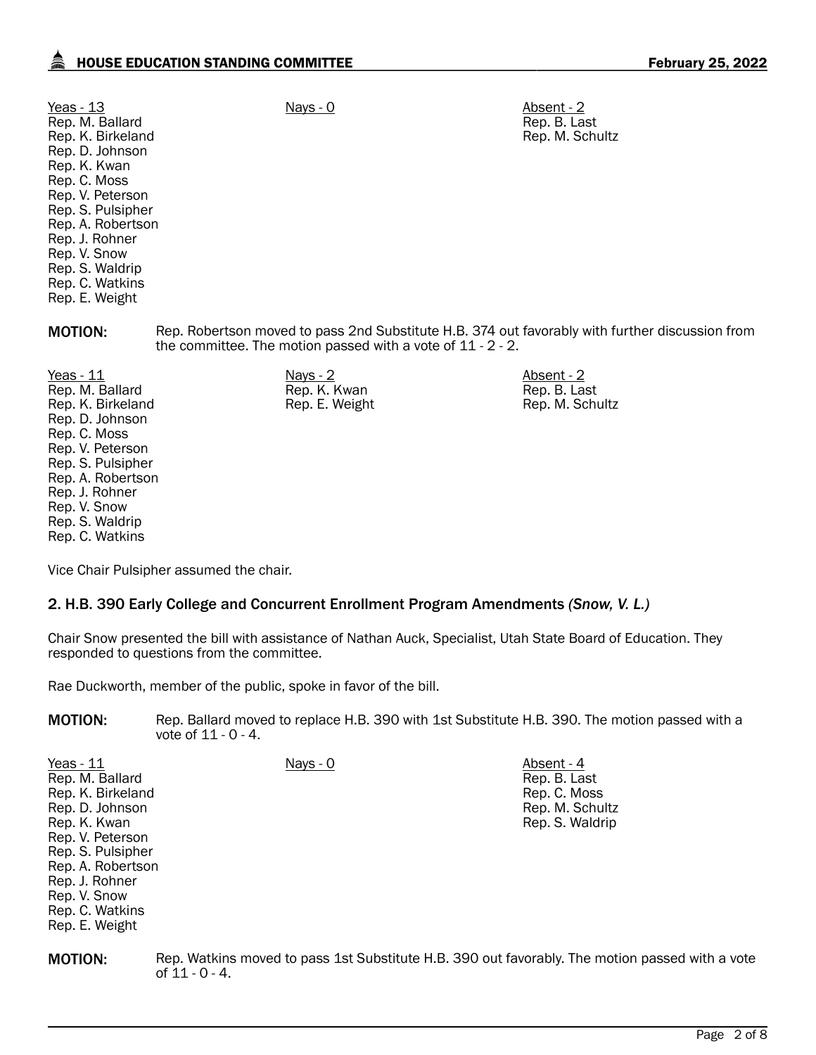| Yeas - 13 | Nays - 0 | Absent - 2 |
| --- | --- | --- |
| Rep. M. Ballard | | Rep. B. Last |
| Rep. K. Birkeland | | Rep. M. Schultz |
| Rep. D. Johnson | | |
| Rep. K. Kwan | | |
| Rep. C. Moss | | |
| Rep. V. Peterson | | |
| Rep. S. Pulsipher | | |
| Rep. A. Robertson | | |
| Rep. J. Rohner | | |
| Rep. V. Snow | | |
| Rep. S. Waldrip | | |
| Rep. C. Watkins | | |
| Rep. E. Weight | | |

**MOTION:** Rep. Robertson moved to pass 2nd Substitute H.B. 374 out favorably with further discussion from the committee. The motion passed with a vote of 11 - 2 - 2.

| Yeas - 11 | Nays - 2 | Absent - 2 |
| --- | --- | --- |
| Rep. M. Ballard | Rep. K. Kwan | Rep. B. Last |
| Rep. K. Birkeland | Rep. E. Weight | Rep. M. Schultz |
| Rep. D. Johnson | | |
| Rep. C. Moss | | |
| Rep. V. Peterson | | |
| Rep. S. Pulsipher | | |
| Rep. A. Robertson | | |
| Rep. J. Rohner | | |
| Rep. V. Snow | | |
| Rep. S. Waldrip | | |
| Rep. C. Watkins | | |

Vice Chair Pulsipher assumed the chair.

## 2. H.B. 390 Early College and Concurrent Enrollment Program Amendments *(Snow, V. L.)*

Chair Snow presented the bill with assistance of Nathan Auck, Specialist, Utah State Board of Education. They responded to questions from the committee.

Rae Duckworth, member of the public, spoke in favor of the bill.

**MOTION:** Rep. Ballard moved to replace H.B. 390 with 1st Substitute H.B. 390. The motion passed with a vote of 11 - 0 - 4.

| Yeas - 11 | Nays - 0 | Absent - 4 |
| --- | --- | --- |
| Rep. M. Ballard | | Rep. B. Last |
| Rep. K. Birkeland | | Rep. C. Moss |
| Rep. D. Johnson | | Rep. M. Schultz |
| Rep. K. Kwan | | Rep. S. Waldrip |
| Rep. V. Peterson | | |
| Rep. S. Pulsipher | | |
| Rep. A. Robertson | | |
| Rep. J. Rohner | | |
| Rep. V. Snow | | |
| Rep. C. Watkins | | |
| Rep. E. Weight | | |

**MOTION:** Rep. Watkins moved to pass 1st Substitute H.B. 390 out favorably. The motion passed with a vote of 11 - 0 - 4.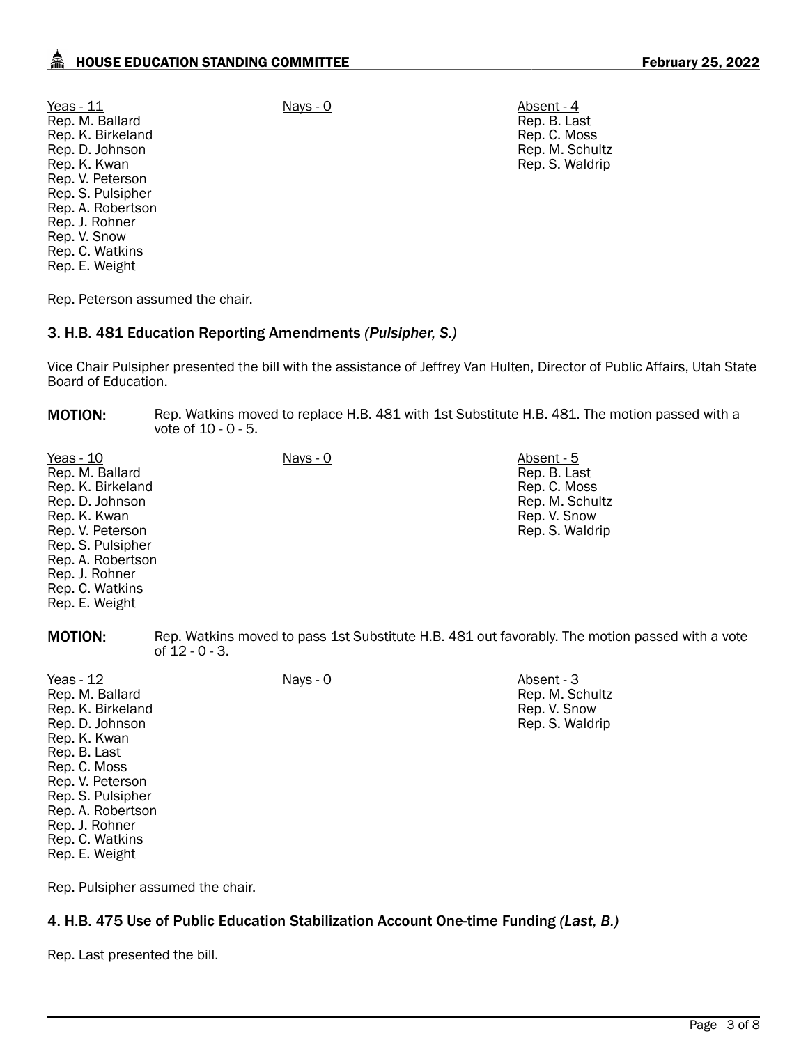Yeas - 11
Rep. M. Ballard
Rep. K. Birkeland
Rep. D. Johnson
Rep. K. Kwan
Rep. V. Peterson
Rep. S. Pulsipher
Rep. A. Robertson
Rep. J. Rohner
Rep. V. Snow
Rep. C. Watkins
Rep. E. Weight

Nays - 0

Absent - 4
Rep. B. Last
Rep. C. Moss
Rep. M. Schultz
Rep. S. Waldrip

Rep. Peterson assumed the chair.

## 3. H.B. 481 Education Reporting Amendments *(Pulsipher, S.)*

Vice Chair Pulsipher presented the bill with the assistance of Jeffrey Van Hulten, Director of Public Affairs, Utah State Board of Education.

**MOTION:** Rep. Watkins moved to replace H.B. 481 with 1st Substitute H.B. 481. The motion passed with a vote of 10 - 0 - 5.

Yeas - 10
Rep. M. Ballard
Rep. K. Birkeland
Rep. D. Johnson
Rep. K. Kwan
Rep. V. Peterson
Rep. S. Pulsipher
Rep. A. Robertson
Rep. J. Rohner
Rep. C. Watkins
Rep. E. Weight

Nays - 0

Absent - 5
Rep. B. Last
Rep. C. Moss
Rep. M. Schultz
Rep. V. Snow
Rep. S. Waldrip

**MOTION:** Rep. Watkins moved to pass 1st Substitute H.B. 481 out favorably. The motion passed with a vote of 12 - 0 - 3.

Yeas - 12
Rep. M. Ballard
Rep. K. Birkeland
Rep. D. Johnson
Rep. K. Kwan
Rep. B. Last
Rep. C. Moss
Rep. V. Peterson
Rep. S. Pulsipher
Rep. A. Robertson
Rep. J. Rohner
Rep. C. Watkins
Rep. E. Weight

Nays - 0

Absent - 3
Rep. M. Schultz
Rep. V. Snow
Rep. S. Waldrip

Rep. Pulsipher assumed the chair.

## 4. H.B. 475 Use of Public Education Stabilization Account One-time Funding *(Last, B.)*

Rep. Last presented the bill.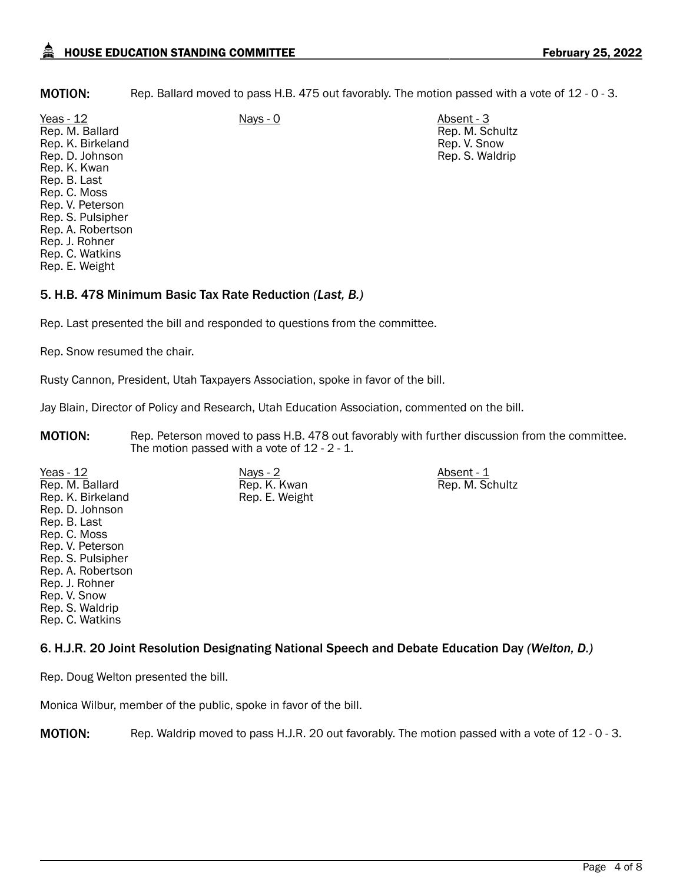**MOTION:** Rep. Ballard moved to pass H.B. 475 out favorably. The motion passed with a vote of 12 - 0 - 3.

| Yeas - 12 | Nays - 0 | Absent - 3 |
|---|---|---|
| Rep. M. Ballard | | Rep. M. Schultz |
| Rep. K. Birkeland | | Rep. V. Snow |
| Rep. D. Johnson | | Rep. S. Waldrip |
| Rep. K. Kwan | | |
| Rep. B. Last | | |
| Rep. C. Moss | | |
| Rep. V. Peterson | | |
| Rep. S. Pulsipher | | |
| Rep. A. Robertson | | |
| Rep. J. Rohner | | |
| Rep. C. Watkins | | |
| Rep. E. Weight | | |

### 5. H.B. 478 Minimum Basic Tax Rate Reduction *(Last, B.)*

Rep. Last presented the bill and responded to questions from the committee.

Rep. Snow resumed the chair.

Rusty Cannon, President, Utah Taxpayers Association, spoke in favor of the bill.

Jay Blain, Director of Policy and Research, Utah Education Association, commented on the bill.

**MOTION:** Rep. Peterson moved to pass H.B. 478 out favorably with further discussion from the committee. The motion passed with a vote of 12 - 2 - 1.

| Yeas - 12 | Nays - 2 | Absent - 1 |
|---|---|---|
| Rep. M. Ballard | Rep. K. Kwan | Rep. M. Schultz |
| Rep. K. Birkeland | Rep. E. Weight | |
| Rep. D. Johnson | | |
| Rep. B. Last | | |
| Rep. C. Moss | | |
| Rep. V. Peterson | | |
| Rep. S. Pulsipher | | |
| Rep. A. Robertson | | |
| Rep. J. Rohner | | |
| Rep. V. Snow | | |
| Rep. S. Waldrip | | |
| Rep. C. Watkins | | |

### 6. H.J.R. 20 Joint Resolution Designating National Speech and Debate Education Day *(Welton, D.)*

Rep. Doug Welton presented the bill.

Monica Wilbur, member of the public, spoke in favor of the bill.

**MOTION:** Rep. Waldrip moved to pass H.J.R. 20 out favorably. The motion passed with a vote of 12 - 0 - 3.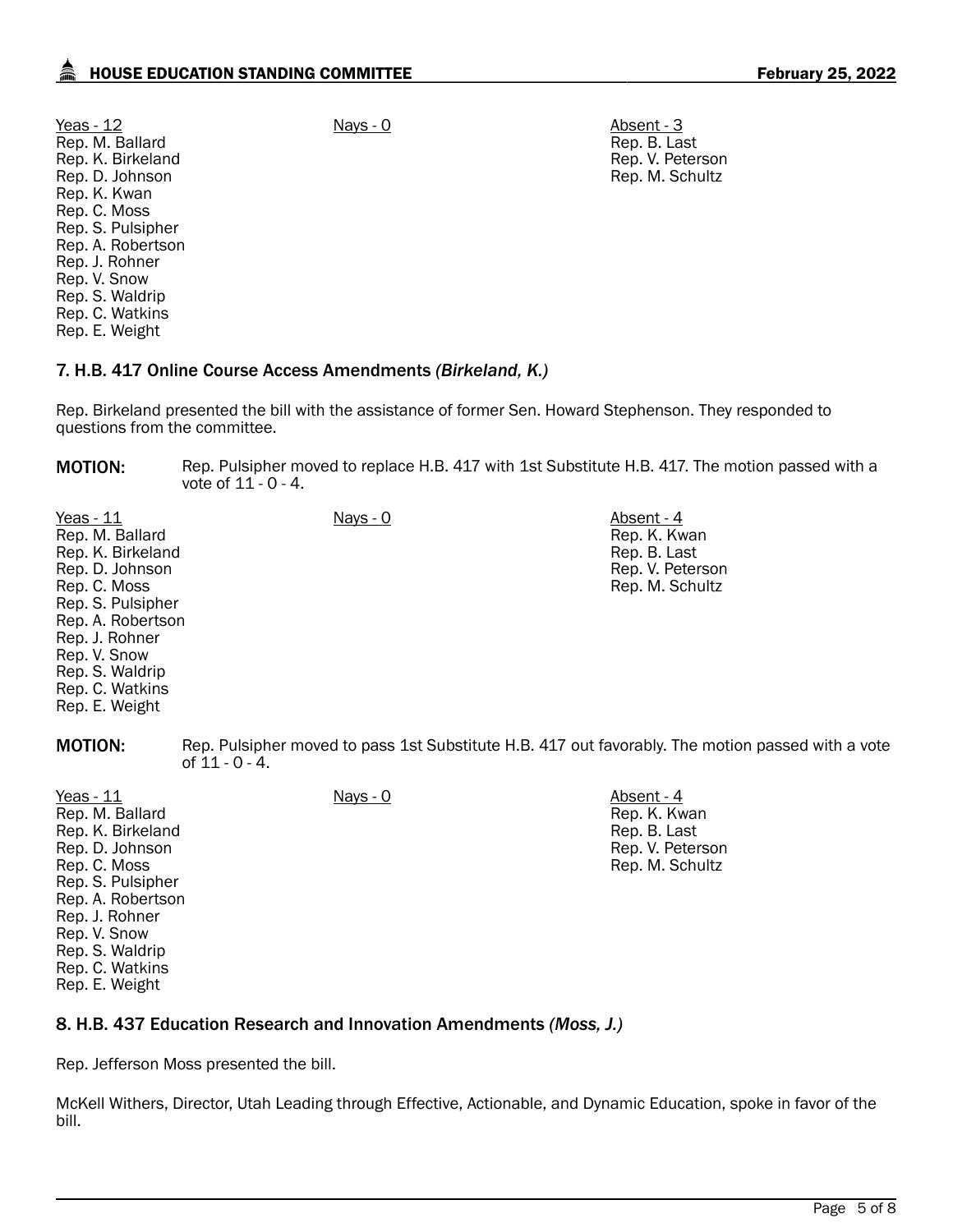| Yeas - 12 | Nays - 0 | Absent - 3 |
|---|---|---|
| Rep. M. Ballard | | Rep. B. Last |
| Rep. K. Birkeland | | Rep. V. Peterson |
| Rep. D. Johnson | | Rep. M. Schultz |
| Rep. K. Kwan | | |
| Rep. C. Moss | | |
| Rep. S. Pulsipher | | |
| Rep. A. Robertson | | |
| Rep. J. Rohner | | |
| Rep. V. Snow | | |
| Rep. S. Waldrip | | |
| Rep. C. Watkins | | |
| Rep. E. Weight | | |

### 7. H.B. 417 Online Course Access Amendments *(Birkeland, K.)*

Rep. Birkeland presented the bill with the assistance of former Sen. Howard Stephenson. They responded to questions from the committee.

**MOTION:** Rep. Pulsipher moved to replace H.B. 417 with 1st Substitute H.B. 417. The motion passed with a vote of 11 - 0 - 4.

| Yeas - 11 | Nays - 0 | Absent - 4 |
|---|---|---|
| Rep. M. Ballard | | Rep. K. Kwan |
| Rep. K. Birkeland | | Rep. B. Last |
| Rep. D. Johnson | | Rep. V. Peterson |
| Rep. C. Moss | | Rep. M. Schultz |
| Rep. S. Pulsipher | | |
| Rep. A. Robertson | | |
| Rep. J. Rohner | | |
| Rep. V. Snow | | |
| Rep. S. Waldrip | | |
| Rep. C. Watkins | | |
| Rep. E. Weight | | |

**MOTION:** Rep. Pulsipher moved to pass 1st Substitute H.B. 417 out favorably. The motion passed with a vote of 11 - 0 - 4.

| Yeas - 11 | Nays - 0 | Absent - 4 |
|---|---|---|
| Rep. M. Ballard | | Rep. K. Kwan |
| Rep. K. Birkeland | | Rep. B. Last |
| Rep. D. Johnson | | Rep. V. Peterson |
| Rep. C. Moss | | Rep. M. Schultz |
| Rep. S. Pulsipher | | |
| Rep. A. Robertson | | |
| Rep. J. Rohner | | |
| Rep. V. Snow | | |
| Rep. S. Waldrip | | |
| Rep. C. Watkins | | |
| Rep. E. Weight | | |

### 8. H.B. 437 Education Research and Innovation Amendments *(Moss, J.)*

Rep. Jefferson Moss presented the bill.

McKell Withers, Director, Utah Leading through Effective, Actionable, and Dynamic Education, spoke in favor of the bill.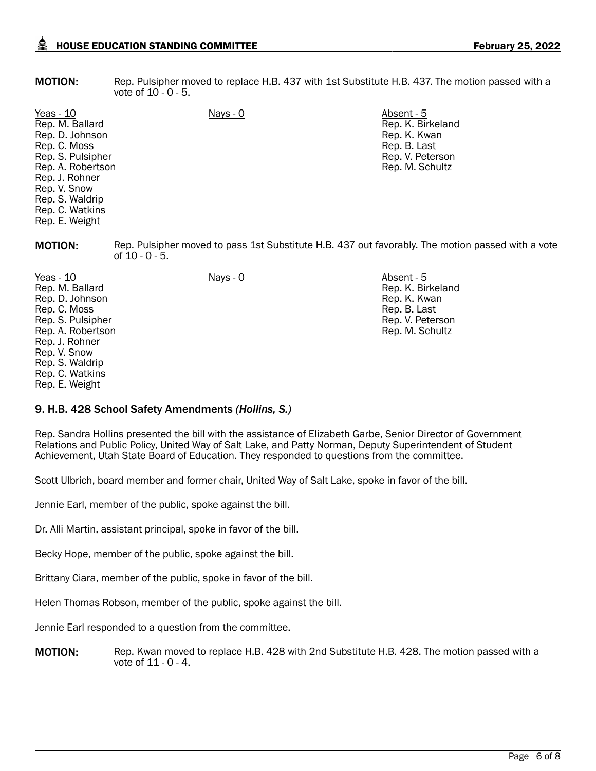**MOTION:** Rep. Pulsipher moved to replace H.B. 437 with 1st Substitute H.B. 437. The motion passed with a vote of 10 - 0 - 5.

| Yeas - 10 | Nays - 0 | Absent - 5 |
|---|---|---|
| Rep. M. Ballard | | Rep. K. Birkeland |
| Rep. D. Johnson | | Rep. K. Kwan |
| Rep. C. Moss | | Rep. B. Last |
| Rep. S. Pulsipher | | Rep. V. Peterson |
| Rep. A. Robertson | | Rep. M. Schultz |
| Rep. J. Rohner | | |
| Rep. V. Snow | | |
| Rep. S. Waldrip | | |
| Rep. C. Watkins | | |
| Rep. E. Weight | | |

**MOTION:** Rep. Pulsipher moved to pass 1st Substitute H.B. 437 out favorably. The motion passed with a vote of 10 - 0 - 5.

| Yeas - 10 | Nays - 0 | Absent - 5 |
|---|---|---|
| Rep. M. Ballard | | Rep. K. Birkeland |
| Rep. D. Johnson | | Rep. K. Kwan |
| Rep. C. Moss | | Rep. B. Last |
| Rep. S. Pulsipher | | Rep. V. Peterson |
| Rep. A. Robertson | | Rep. M. Schultz |
| Rep. J. Rohner | | |
| Rep. V. Snow | | |
| Rep. S. Waldrip | | |
| Rep. C. Watkins | | |
| Rep. E. Weight | | |

### 9. H.B. 428 School Safety Amendments *(Hollins, S.)*

Rep. Sandra Hollins presented the bill with the assistance of Elizabeth Garbe, Senior Director of Government Relations and Public Policy, United Way of Salt Lake, and Patty Norman, Deputy Superintendent of Student Achievement, Utah State Board of Education. They responded to questions from the committee.

Scott Ulbrich, board member and former chair, United Way of Salt Lake, spoke in favor of the bill.

Jennie Earl, member of the public, spoke against the bill.

Dr. Alli Martin, assistant principal, spoke in favor of the bill.

Becky Hope, member of the public, spoke against the bill.

Brittany Ciara, member of the public, spoke in favor of the bill.

Helen Thomas Robson, member of the public, spoke against the bill.

Jennie Earl responded to a question from the committee.

**MOTION:** Rep. Kwan moved to replace H.B. 428 with 2nd Substitute H.B. 428. The motion passed with a vote of 11 - 0 - 4.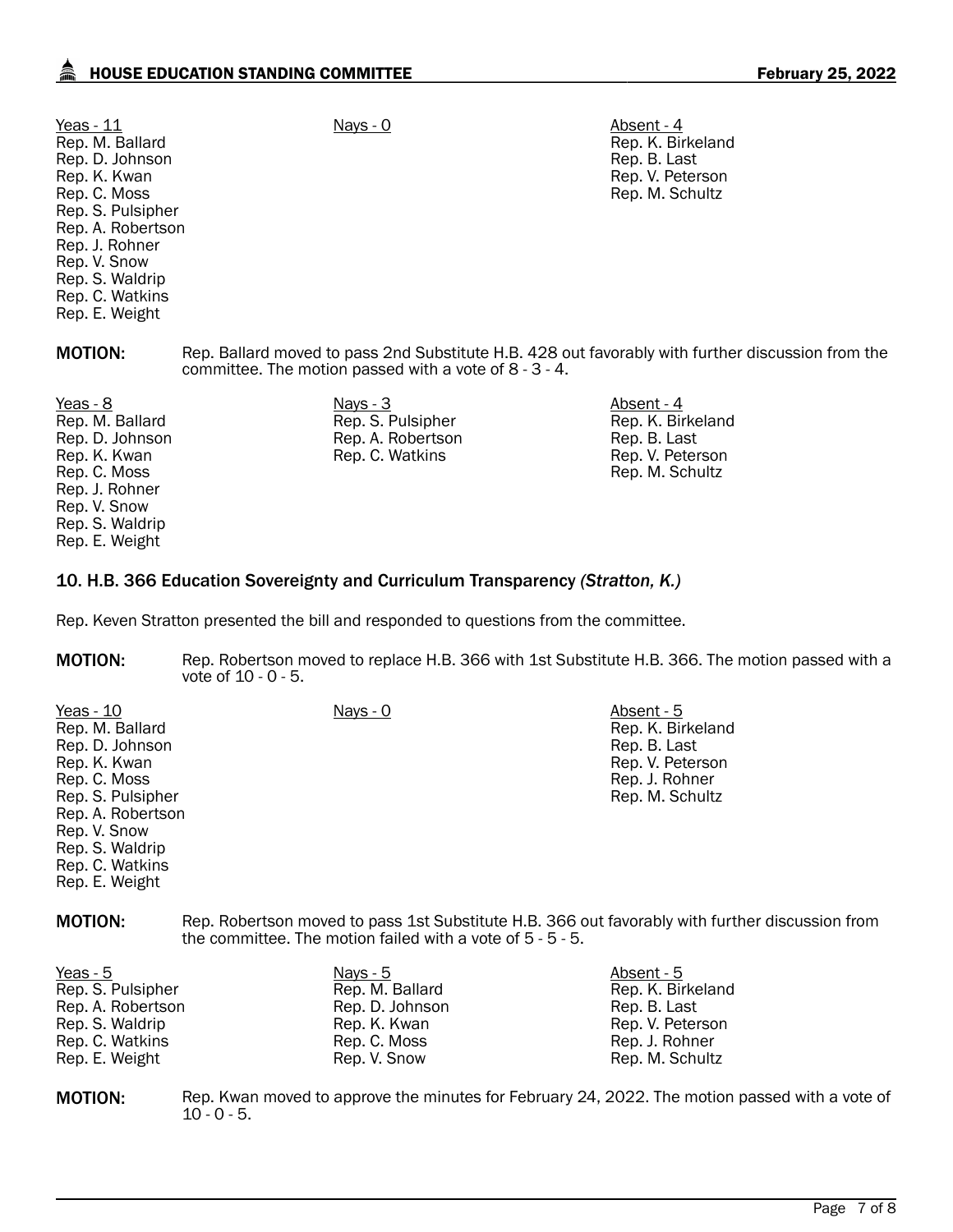| Yeas - 11 | Nays - 0 | Absent - 4 |
|---|---|---|
| Rep. M. Ballard | | Rep. K. Birkeland |
| Rep. D. Johnson | | Rep. B. Last |
| Rep. K. Kwan | | Rep. V. Peterson |
| Rep. C. Moss | | Rep. M. Schultz |
| Rep. S. Pulsipher | | |
| Rep. A. Robertson | | |
| Rep. J. Rohner | | |
| Rep. V. Snow | | |
| Rep. S. Waldrip | | |
| Rep. C. Watkins | | |
| Rep. E. Weight | | |

**MOTION:** Rep. Ballard moved to pass 2nd Substitute H.B. 428 out favorably with further discussion from the committee. The motion passed with a vote of 8 - 3 - 4.

| Yeas - 8 | Nays - 3 | Absent - 4 |
|---|---|---|
| Rep. M. Ballard | Rep. S. Pulsipher | Rep. K. Birkeland |
| Rep. D. Johnson | Rep. A. Robertson | Rep. B. Last |
| Rep. K. Kwan | Rep. C. Watkins | Rep. V. Peterson |
| Rep. C. Moss | | Rep. M. Schultz |
| Rep. J. Rohner | | |
| Rep. V. Snow | | |
| Rep. S. Waldrip | | |
| Rep. E. Weight | | |

### 10. H.B. 366 Education Sovereignty and Curriculum Transparency *(Stratton, K.)*

Rep. Keven Stratton presented the bill and responded to questions from the committee.

**MOTION:** Rep. Robertson moved to replace H.B. 366 with 1st Substitute H.B. 366. The motion passed with a vote of 10 - 0 - 5.

| Yeas - 10 | Nays - 0 | Absent - 5 |
|---|---|---|
| Rep. M. Ballard | | Rep. K. Birkeland |
| Rep. D. Johnson | | Rep. B. Last |
| Rep. K. Kwan | | Rep. V. Peterson |
| Rep. C. Moss | | Rep. J. Rohner |
| Rep. S. Pulsipher | | Rep. M. Schultz |
| Rep. A. Robertson | | |
| Rep. V. Snow | | |
| Rep. S. Waldrip | | |
| Rep. C. Watkins | | |
| Rep. E. Weight | | |

**MOTION:** Rep. Robertson moved to pass 1st Substitute H.B. 366 out favorably with further discussion from the committee. The motion failed with a vote of 5 - 5 - 5.

| Yeas - 5 | Nays - 5 | Absent - 5 |
|---|---|---|
| Rep. S. Pulsipher | Rep. M. Ballard | Rep. K. Birkeland |
| Rep. A. Robertson | Rep. D. Johnson | Rep. B. Last |
| Rep. S. Waldrip | Rep. K. Kwan | Rep. V. Peterson |
| Rep. C. Watkins | Rep. C. Moss | Rep. J. Rohner |
| Rep. E. Weight | Rep. V. Snow | Rep. M. Schultz |

**MOTION:** Rep. Kwan moved to approve the minutes for February 24, 2022. The motion passed with a vote of 10 - 0 - 5.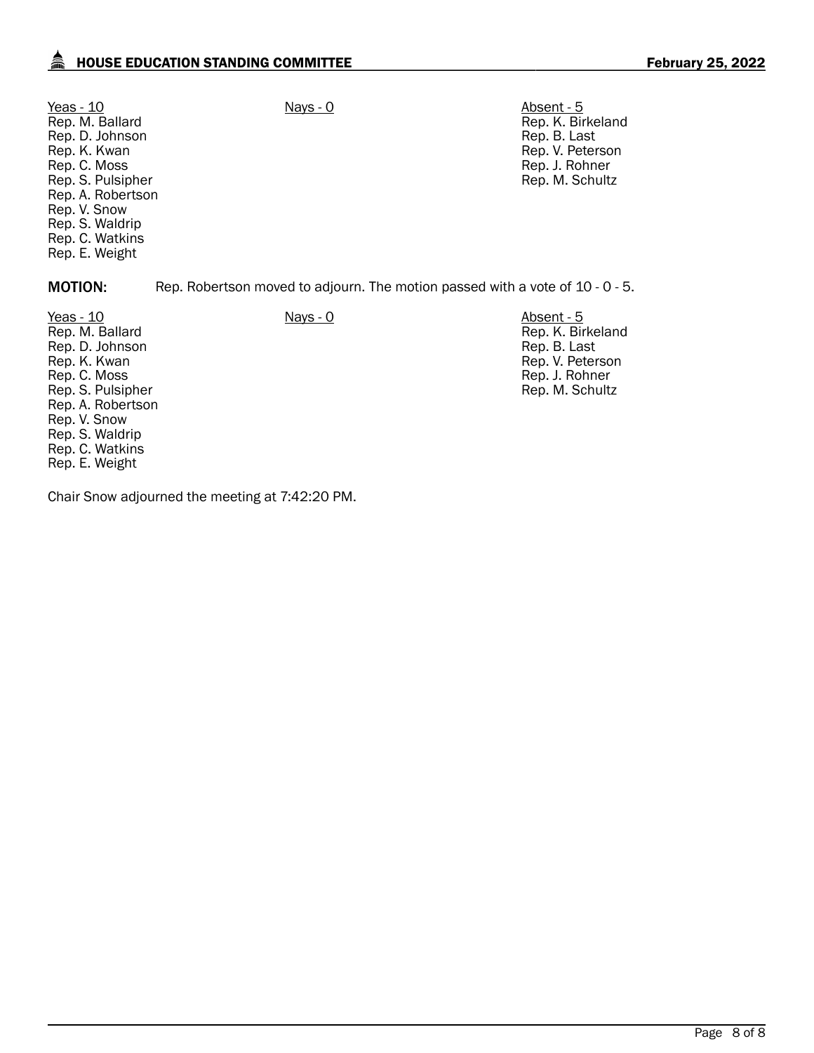| Yeas - 10 | Nays - 0 | Absent - 5 |
| --- | --- | --- |
| Rep. M. Ballard | | Rep. K. Birkeland |
| Rep. D. Johnson | | Rep. B. Last |
| Rep. K. Kwan | | Rep. V. Peterson |
| Rep. C. Moss | | Rep. J. Rohner |
| Rep. S. Pulsipher | | Rep. M. Schultz |
| Rep. A. Robertson | | |
| Rep. V. Snow | | |
| Rep. S. Waldrip | | |
| Rep. C. Watkins | | |
| Rep. E. Weight | | |

**MOTION:** Rep. Robertson moved to adjourn. The motion passed with a vote of 10 - 0 - 5.

| Yeas - 10 | Nays - 0 | Absent - 5 |
| --- | --- | --- |
| Rep. M. Ballard | | Rep. K. Birkeland |
| Rep. D. Johnson | | Rep. B. Last |
| Rep. K. Kwan | | Rep. V. Peterson |
| Rep. C. Moss | | Rep. J. Rohner |
| Rep. S. Pulsipher | | Rep. M. Schultz |
| Rep. A. Robertson | | |
| Rep. V. Snow | | |
| Rep. S. Waldrip | | |
| Rep. C. Watkins | | |
| Rep. E. Weight | | |

Chair Snow adjourned the meeting at 7:42:20 PM.